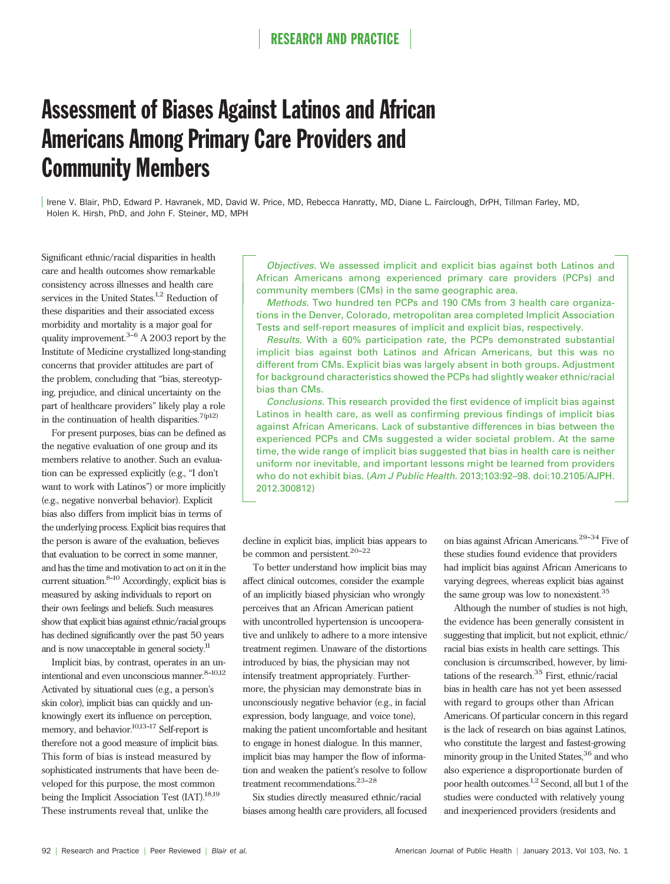# Assessment of Biases Against Latinos and African Americans Among Primary Care Providers and Community Members

Irene V. Blair, PhD, Edward P. Havranek, MD, David W. Price, MD, Rebecca Hanratty, MD, Diane L. Fairclough, DrPH, Tillman Farley, MD, Holen K. Hirsh, PhD, and John F. Steiner, MD, MPH

*Objectives.* We assessed implicit and explicit bias against both Latinos and African Americans among experienced primary care providers (PCPs) and community members (CMs) in the same geographic area.

*Methods.* Two hundred ten PCPs and 190 CMs from 3 health care organizations in the Denver, Colorado, metropolitan area completed Implicit Association Tests and self-report measures of implicit and explicit bias, respectively.

*Results.* With a 60% participation rate, the PCPs demonstrated substantial implicit bias against both Latinos and African Americans, but this was no different from CMs. Explicit bias was largely absent in both groups. Adjustment for background characteristics showed the PCPs had slightly weaker ethnic/racial bias than CMs.

*Conclusions.* This research provided the first evidence of implicit bias against Latinos in health care, as well as confirming previous findings of implicit bias against African Americans. Lack of substantive differences in bias between the experienced PCPs and CMs suggested a wider societal problem. At the same time, the wide range of implicit bias suggested that bias in health care is neither uniform nor inevitable, and important lessons might be learned from providers who do not exhibit bias. (*Am J Public Health.* 2013;103:92–98. doi:10.2105/AJPH.2012.300812)

Significant ethnic/racial disparities in health care and health outcomes show remarkable consistency across illnesses and health care services in the United States.[1,2] Reduction of these disparities and their associated excess morbidity and mortality is a major goal for quality improvement.[3–6] A 2003 report by the Institute of Medicine crystallized long-standing concerns that provider attitudes are part of the problem, concluding that "bias, stereotyping, prejudice, and clinical uncertainty on the part of healthcare providers" likely play a role in the continuation of health disparities.[7(p12)]

For present purposes, bias can be defined as the negative evaluation of one group and its members relative to another. Such an evaluation can be expressed explicitly (e.g., "I don't want to work with Latinos") or more implicitly (e.g., negative nonverbal behavior). Explicit bias also differs from implicit bias in terms of the underlying process. Explicit bias requires that the person is aware of the evaluation, believes that evaluation to be correct in some manner, and has the time and motivation to act on it in the current situation.[8–10] Accordingly, explicit bias is measured by asking individuals to report on their own feelings and beliefs. Such measures show that explicit bias against ethnic/racial groups has declined significantly over the past 50 years and is now unacceptable in general society.[11]

Implicit bias, by contrast, operates in an unintentional and even unconscious manner.[8–10,12] Activated by situational cues (e.g., a person's skin color), implicit bias can quickly and unknowingly exert its influence on perception, memory, and behavior.[10,13–17] Self-report is therefore not a good measure of implicit bias. This form of bias is instead measured by sophisticated instruments that have been developed for this purpose, the most common being the Implicit Association Test (IAT).[18,19] These instruments reveal that, unlike the decline in explicit bias, implicit bias appears to be common and persistent.[20–22]

To better understand how implicit bias may affect clinical outcomes, consider the example of an implicitly biased physician who wrongly perceives that an African American patient with uncontrolled hypertension is uncooperative and unlikely to adhere to a more intensive treatment regimen. Unaware of the distortions introduced by bias, the physician may not intensify treatment appropriately. Furthermore, the physician may demonstrate bias in unconsciously negative behavior (e.g., in facial expression, body language, and voice tone), making the patient uncomfortable and hesitant to engage in honest dialogue. In this manner, implicit bias may hamper the flow of information and weaken the patient's resolve to follow treatment recommendations.[23–28]

Six studies directly measured ethnic/racial biases among health care providers, all focused on bias against African Americans.[29–34] Five of these studies found evidence that providers had implicit bias against African Americans to varying degrees, whereas explicit bias against the same group was low to nonexistent.[35]

Although the number of studies is not high, the evidence has been generally consistent in suggesting that implicit, but not explicit, ethnic/racial bias exists in health care settings. This conclusion is circumscribed, however, by limitations of the research.[35] First, ethnic/racial bias in health care has not yet been assessed with regard to groups other than African Americans. Of particular concern in this regard is the lack of research on bias against Latinos, who constitute the largest and fastest-growing minority group in the United States,[36] and who also experience a disproportionate burden of poor health outcomes.[1,2] Second, all but 1 of the studies were conducted with relatively young and inexperienced providers (residents and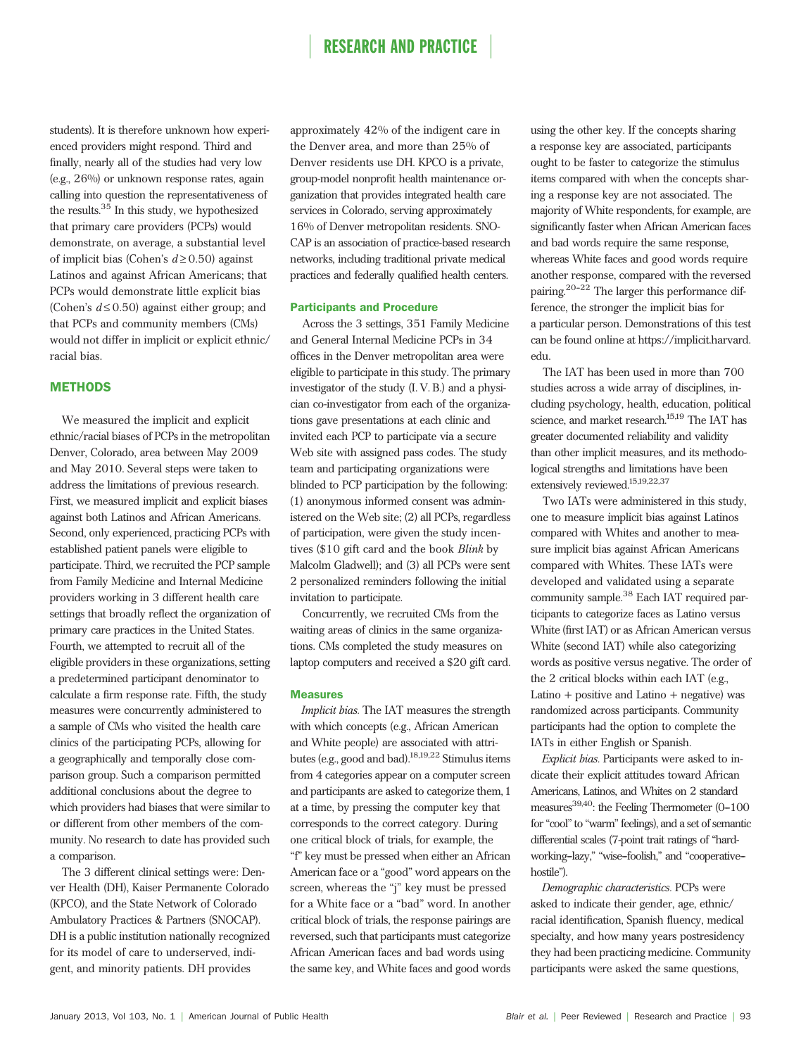students). It is therefore unknown how experienced providers might respond. Third and finally, nearly all of the studies had very low (e.g., 26%) or unknown response rates, again calling into question the representativeness of the results.[35] In this study, we hypothesized that primary care providers (PCPs) would demonstrate, on average, a substantial level of implicit bias (Cohen's $d \geq 0.50$) against Latinos and against African Americans; that PCPs would demonstrate little explicit bias (Cohen's $d \leq 0.50$) against either group; and that PCPs and community members (CMs) would not differ in implicit or explicit ethnic/racial bias.

## METHODS

We measured the implicit and explicit ethnic/racial biases of PCPs in the metropolitan Denver, Colorado, area between May 2009 and May 2010. Several steps were taken to address the limitations of previous research. First, we measured implicit and explicit biases against both Latinos and African Americans. Second, only experienced, practicing PCPs with established patient panels were eligible to participate. Third, we recruited the PCP sample from Family Medicine and Internal Medicine providers working in 3 different health care settings that broadly reflect the organization of primary care practices in the United States. Fourth, we attempted to recruit all of the eligible providers in these organizations, setting a predetermined participant denominator to calculate a firm response rate. Fifth, the study measures were concurrently administered to a sample of CMs who visited the health care clinics of the participating PCPs, allowing for a geographically and temporally close comparison group. Such a comparison permitted additional conclusions about the degree to which providers had biases that were similar to or different from other members of the community. No research to date has provided such a comparison.

The 3 different clinical settings were: Denver Health (DH), Kaiser Permanente Colorado (KPCO), and the State Network of Colorado Ambulatory Practices & Partners (SNOCAP). DH is a public institution nationally recognized for its model of care to underserved, indigent, and minority patients. DH provides approximately 42% of the indigent care in the Denver area, and more than 25% of Denver residents use DH. KPCO is a private, group-model nonprofit health maintenance organization that provides integrated health care services in Colorado, serving approximately 16% of Denver metropolitan residents. SNOCAP is an association of practice-based research networks, including traditional private medical practices and federally qualified health centers.

### Participants and Procedure

Across the 3 settings, 351 Family Medicine and General Internal Medicine PCPs in 34 offices in the Denver metropolitan area were eligible to participate in this study. The primary investigator of the study (I. V. B.) and a physician co-investigator from each of the organizations gave presentations at each clinic and invited each PCP to participate via a secure Web site with assigned pass codes. The study team and participating organizations were blinded to PCP participation by the following: (1) anonymous informed consent was administered on the Web site; (2) all PCPs, regardless of participation, were given the study incentives ($10 gift card and the book *Blink* by Malcolm Gladwell); and (3) all PCPs were sent 2 personalized reminders following the initial invitation to participate.

Concurrently, we recruited CMs from the waiting areas of clinics in the same organizations. CMs completed the study measures on laptop computers and received a $20 gift card.

### Measures

*Implicit bias.* The IAT measures the strength with which concepts (e.g., African American and White people) are associated with attributes (e.g., good and bad).[18,19,22] Stimulus items from 4 categories appear on a computer screen and participants are asked to categorize them, 1 at a time, by pressing the computer key that corresponds to the correct category. During one critical block of trials, for example, the "f" key must be pressed when either an African American face or a "good" word appears on the screen, whereas the "j" key must be pressed for a White face or a "bad" word. In another critical block of trials, the response pairings are reversed, such that participants must categorize African American faces and bad words using the same key, and White faces and good words using the other key. If the concepts sharing a response key are associated, participants ought to be faster to categorize the stimulus items compared with when the concepts sharing a response key are not associated. The majority of White respondents, for example, are significantly faster when African American faces and bad words require the same response, whereas White faces and good words require another response, compared with the reversed pairing.[20–22] The larger this performance difference, the stronger the implicit bias for a particular person. Demonstrations of this test can be found online at https://implicit.harvard.edu.

The IAT has been used in more than 700 studies across a wide array of disciplines, including psychology, health, education, political science, and market research.[15,19] The IAT has greater documented reliability and validity than other implicit measures, and its methodological strengths and limitations have been extensively reviewed.[15,19,22,37]

Two IATs were administered in this study, one to measure implicit bias against Latinos compared with Whites and another to measure implicit bias against African Americans compared with Whites. These IATs were developed and validated using a separate community sample.[38] Each IAT required participants to categorize faces as Latino versus White (first IAT) or as African American versus White (second IAT) while also categorizing words as positive versus negative. The order of the 2 critical blocks within each IAT (e.g., Latino + positive and Latino + negative) was randomized across participants. Community participants had the option to complete the IATs in either English or Spanish.

*Explicit bias.* Participants were asked to indicate their explicit attitudes toward African Americans, Latinos, and Whites on 2 standard measures[39,40]: the Feeling Thermometer (0–100 for "cool" to "warm" feelings), and a set of semantic differential scales (7-point trait ratings of "hardworking–lazy," "wise–foolish," and "cooperative–hostile").

*Demographic characteristics.* PCPs were asked to indicate their gender, age, ethnic/racial identification, Spanish fluency, medical specialty, and how many years postresidency they had been practicing medicine. Community participants were asked the same questions,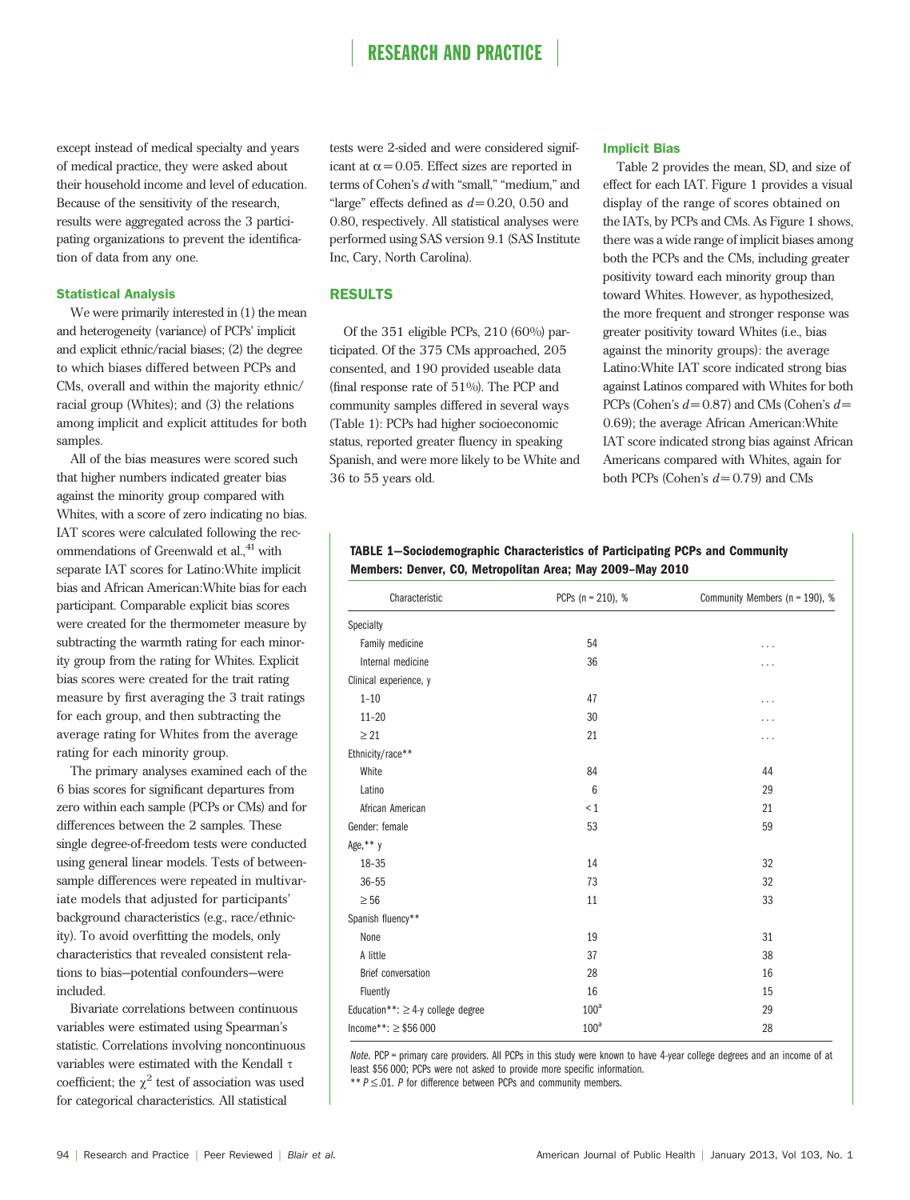except instead of medical specialty and years of medical practice, they were asked about their household income and level of education. Because of the sensitivity of the research, results were aggregated across the 3 participating organizations to prevent the identification of data from any one.

### Statistical Analysis

We were primarily interested in (1) the mean and heterogeneity (variance) of PCPs' implicit and explicit ethnic/racial biases; (2) the degree to which biases differed between PCPs and CMs, overall and within the majority ethnic/racial group (Whites); and (3) the relations among implicit and explicit attitudes for both samples.

All of the bias measures were scored such that higher numbers indicated greater bias against the minority group compared with Whites, with a score of zero indicating no bias. IAT scores were calculated following the recommendations of Greenwald et al.,[41] with separate IAT scores for Latino:White implicit bias and African American:White bias for each participant. Comparable explicit bias scores were created for the thermometer measure by subtracting the warmth rating for each minority group from the rating for Whites. Explicit bias scores were created for the trait rating measure by first averaging the 3 trait ratings for each group, and then subtracting the average rating for Whites from the average rating for each minority group.

The primary analyses examined each of the 6 bias scores for significant departures from zero within each sample (PCPs or CMs) and for differences between the 2 samples. These single degree-of-freedom tests were conducted using general linear models. Tests of between-sample differences were repeated in multivariate models that adjusted for participants' background characteristics (e.g., race/ethnicity). To avoid overfitting the models, only characteristics that revealed consistent relations to bias—potential confounders—were included.

Bivariate correlations between continuous variables were estimated using Spearman's statistic. Correlations involving noncontinuous variables were estimated with the Kendall $\tau$ coefficient; the $\chi^2$ test of association was used for categorical characteristics. All statistical tests were 2-sided and were considered significant at $\alpha = 0.05$. Effect sizes are reported in terms of Cohen's $d$ with "small," "medium," and "large" effects defined as $d = 0.20$, 0.50 and 0.80, respectively. All statistical analyses were performed using SAS version 9.1 (SAS Institute Inc, Cary, North Carolina).

## RESULTS

Of the 351 eligible PCPs, 210 (60%) participated. Of the 375 CMs approached, 205 consented, and 190 provided useable data (final response rate of 51%). The PCP and community samples differed in several ways (Table 1): PCPs had higher socioeconomic status, reported greater fluency in speaking Spanish, and were more likely to be White and 36 to 55 years old.

### Implicit Bias

Table 2 provides the mean, SD, and size of effect for each IAT. Figure 1 provides a visual display of the range of scores obtained on the IATs, by PCPs and CMs. As Figure 1 shows, there was a wide range of implicit biases among both the PCPs and the CMs, including greater positivity toward each minority group than toward Whites. However, as hypothesized, the more frequent and stronger response was greater positivity toward Whites (i.e., bias against the minority groups): the average Latino:White IAT score indicated strong bias against Latinos compared with Whites for both PCPs (Cohen's $d = 0.87$) and CMs (Cohen's $d = 0.69$); the average African American:White IAT score indicated strong bias against African Americans compared with Whites, again for both PCPs (Cohen's $d = 0.79$) and CMs

**TABLE 1—Sociodemographic Characteristics of Participating PCPs and Community Members: Denver, CO, Metropolitan Area; May 2009–May 2010**

| Characteristic | PCPs (n = 210), % | Community Members (n = 190), % |
|---|---|---|
| Specialty | | |
| Family medicine | 54 | ... |
| Internal medicine | 36 | ... |
| Clinical experience, y | | |
| 1–10 | 47 | ... |
| 11–20 | 30 | ... |
| ≥ 21 | 21 | ... |
| Ethnicity/race** | | |
| White | 84 | 44 |
| Latino | 6 | 29 |
| African American | < 1 | 21 |
| Gender: female | 53 | 59 |
| Age,** y | | |
| 18–35 | 14 | 32 |
| 36–55 | 73 | 32 |
| ≥ 56 | 11 | 33 |
| Spanish fluency** | | |
| None | 19 | 31 |
| A little | 37 | 38 |
| Brief conversation | 28 | 16 |
| Fluently | 16 | 15 |
| Education**: ≥ 4-y college degree | 100[a] | 29 |
| Income**: ≥ $56 000 | 100[a] | 28 |

*Note.* PCP = primary care providers. All PCPs in this study were known to have 4-year college degrees and an income of at least $56 000; PCPs were not asked to provide more specific information.
** $P \le .01$. $P$ for difference between PCPs and community members.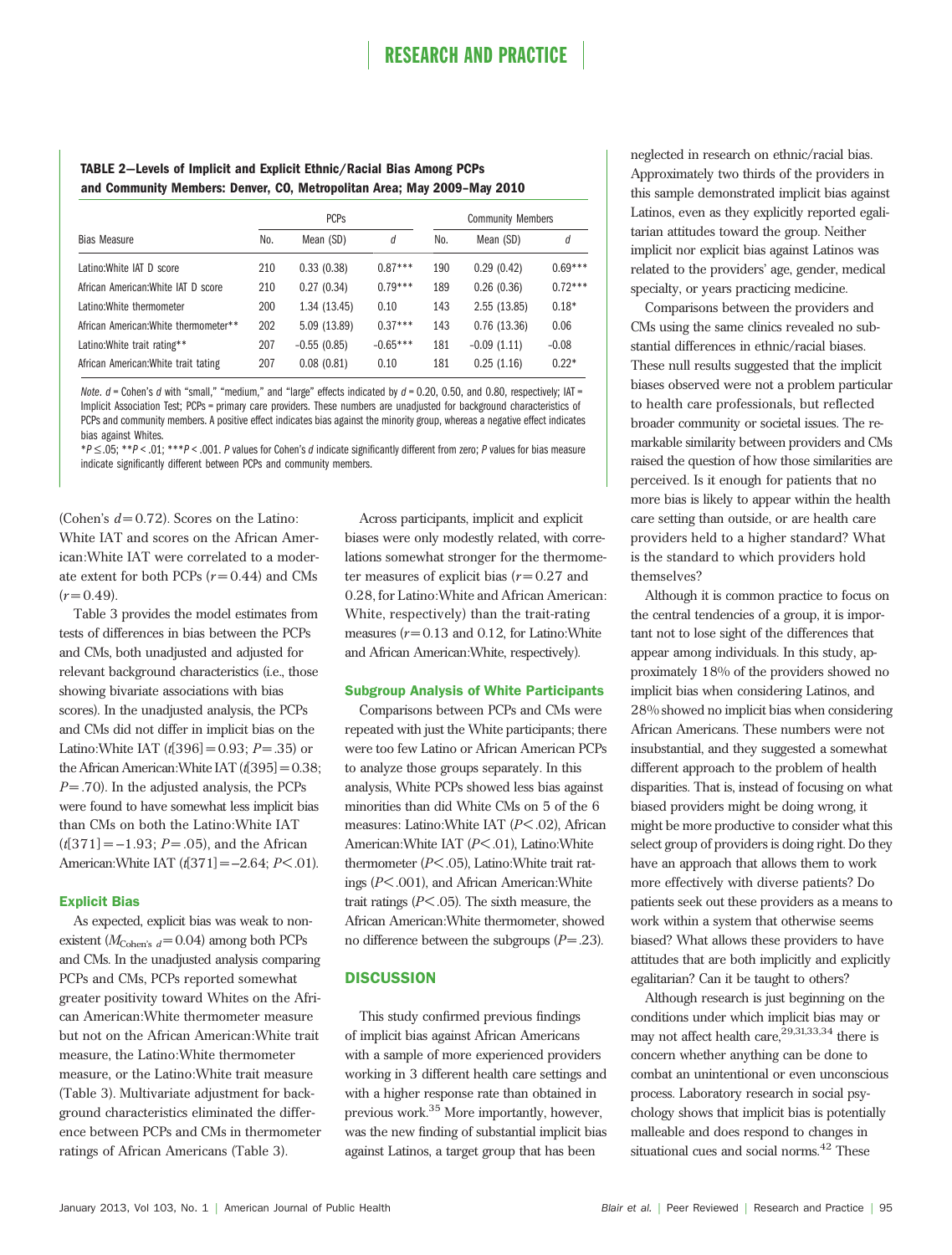**TABLE 2—Levels of Implicit and Explicit Ethnic/Racial Bias Among PCPs and Community Members: Denver, CO, Metropolitan Area; May 2009–May 2010**

| | PCPs | | | Community Members | | |
|---|---|---|---|---|---|---|
| Bias Measure | No. | Mean (SD) | d | No. | Mean (SD) | d |
| Latino:White IAT D score | 210 | 0.33 (0.38) | 0.87*** | 190 | 0.29 (0.42) | 0.69*** |
| African American:White IAT D score | 210 | 0.27 (0.34) | 0.79*** | 189 | 0.26 (0.36) | 0.72*** |
| Latino:White thermometer | 200 | 1.34 (13.45) | 0.10 | 143 | 2.55 (13.85) | 0.18* |
| African American:White thermometer** | 202 | 5.09 (13.89) | 0.37*** | 143 | 0.76 (13.36) | 0.06 |
| Latino:White trait rating** | 207 | −0.55 (0.85) | −0.65*** | 181 | −0.09 (1.11) | −0.08 |
| African American:White trait tating | 207 | 0.08 (0.81) | 0.10 | 181 | 0.25 (1.16) | 0.22* |

*Note.* d = Cohen's d with "small," "medium," and "large" effects indicated by d = 0.20, 0.50, and 0.80, respectively; IAT = Implicit Association Test; PCPs = primary care providers. These numbers are unadjusted for background characteristics of PCPs and community members. A positive effect indicates bias against the minority group, whereas a negative effect indicates bias against Whites.

*$P \le .05$; **$P < .01$; ***$P < .001$. P values for Cohen's d indicate significantly different from zero; P values for bias measure indicate significantly different between PCPs and community members.

(Cohen's $d = 0.72$). Scores on the Latino: White IAT and scores on the African American:White IAT were correlated to a moderate extent for both PCPs ($r = 0.44$) and CMs ($r = 0.49$).

Table 3 provides the model estimates from tests of differences in bias between the PCPs and CMs, both unadjusted and adjusted for relevant background characteristics (i.e., those showing bivariate associations with bias scores). In the unadjusted analysis, the PCPs and CMs did not differ in implicit bias on the Latino:White IAT ($t[396] = 0.93$; $P = .35$) or the African American:White IAT ($t[395] = 0.38$; $P = .70$). In the adjusted analysis, the PCPs were found to have somewhat less implicit bias than CMs on both the Latino:White IAT ($t[371] = -1.93$; $P = .05$), and the African American:White IAT ($t[371] = -2.64$; $P < .01$).

### Explicit Bias

As expected, explicit bias was weak to nonexistent ($M_{\text{Cohen's } d} = 0.04$) among both PCPs and CMs. In the unadjusted analysis comparing PCPs and CMs, PCPs reported somewhat greater positivity toward Whites on the African American:White thermometer measure but not on the African American:White trait measure, the Latino:White thermometer measure, or the Latino:White trait measure (Table 3). Multivariate adjustment for background characteristics eliminated the difference between PCPs and CMs in thermometer ratings of African Americans (Table 3).

Across participants, implicit and explicit biases were only modestly related, with correlations somewhat stronger for the thermometer measures of explicit bias ($r = 0.27$ and 0.28, for Latino:White and African American: White, respectively) than the trait-rating measures ($r = 0.13$ and 0.12, for Latino:White and African American:White, respectively).

### Subgroup Analysis of White Participants

Comparisons between PCPs and CMs were repeated with just the White participants; there were too few Latino or African American PCPs to analyze those groups separately. In this analysis, White PCPs showed less bias against minorities than did White CMs on 5 of the 6 measures: Latino:White IAT ($P < .02$), African American:White IAT ($P < .01$), Latino:White thermometer ($P < .05$), Latino:White trait ratings ($P < .001$), and African American:White trait ratings ($P < .05$). The sixth measure, the African American:White thermometer, showed no difference between the subgroups ($P = .23$).

## DISCUSSION

This study confirmed previous findings of implicit bias against African Americans with a sample of more experienced providers working in 3 different health care settings and with a higher response rate than obtained in previous work.[35] More importantly, however, was the new finding of substantial implicit bias against Latinos, a target group that has been neglected in research on ethnic/racial bias. Approximately two thirds of the providers in this sample demonstrated implicit bias against Latinos, even as they explicitly reported egalitarian attitudes toward the group. Neither implicit nor explicit bias against Latinos was related to the providers' age, gender, medical specialty, or years practicing medicine.

Comparisons between the providers and CMs using the same clinics revealed no substantial differences in ethnic/racial biases. These null results suggested that the implicit biases observed were not a problem particular to health care professionals, but reflected broader community or societal issues. The remarkable similarity between providers and CMs raised the question of how those similarities are perceived. Is it enough for patients that no more bias is likely to appear within the health care setting than outside, or are health care providers held to a higher standard? What is the standard to which providers hold themselves?

Although it is common practice to focus on the central tendencies of a group, it is important not to lose sight of the differences that appear among individuals. In this study, approximately 18% of the providers showed no implicit bias when considering Latinos, and 28% showed no implicit bias when considering African Americans. These numbers were not insubstantial, and they suggested a somewhat different approach to the problem of health disparities. That is, instead of focusing on what biased providers might be doing wrong, it might be more productive to consider what this select group of providers is doing right. Do they have an approach that allows them to work more effectively with diverse patients? Do patients seek out these providers as a means to work within a system that otherwise seems biased? What allows these providers to have attitudes that are both implicitly and explicitly egalitarian? Can it be taught to others?

Although research is just beginning on the conditions under which implicit bias may or may not affect health care,[29,31,33,34] there is concern whether anything can be done to combat an unintentional or even unconscious process. Laboratory research in social psychology shows that implicit bias is potentially malleable and does respond to changes in situational cues and social norms.[42] These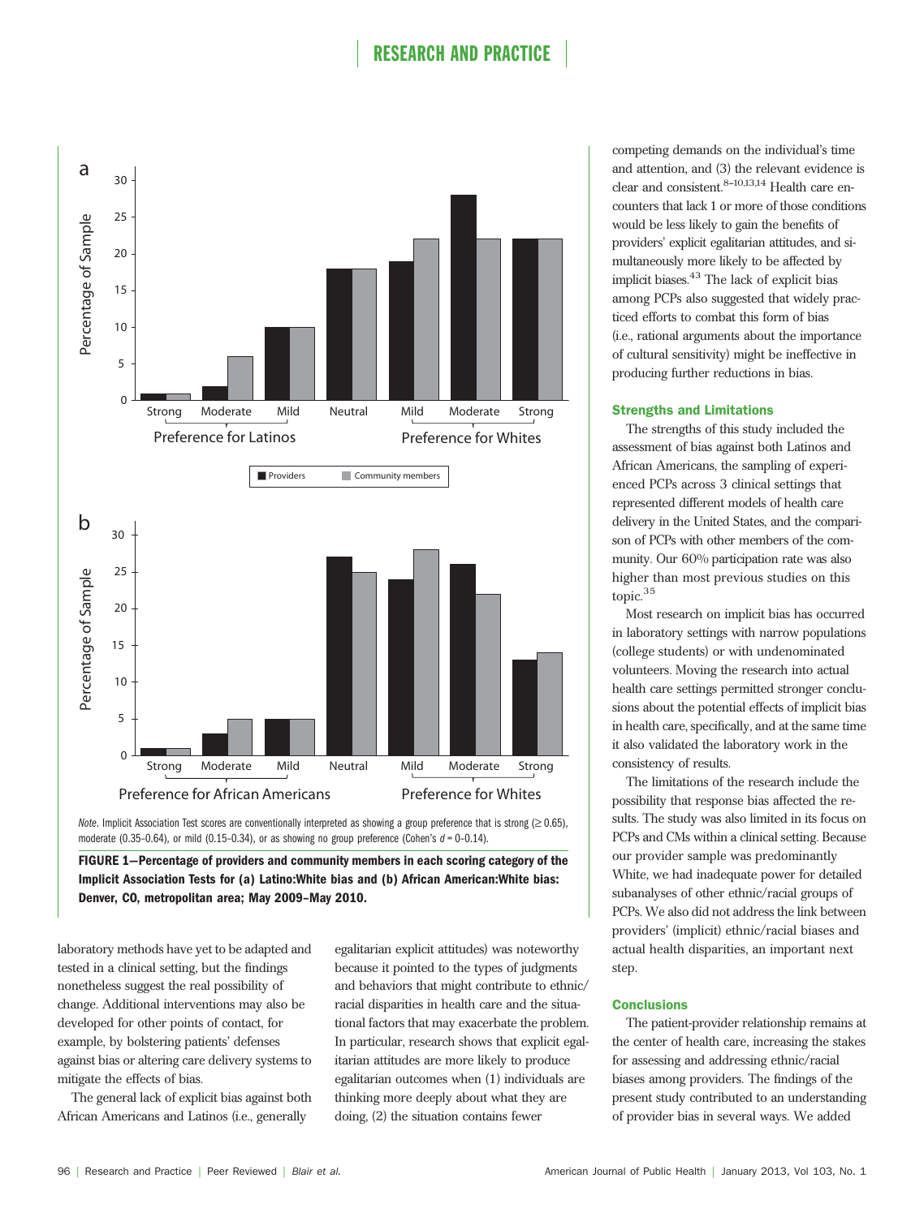*Note.* Implicit Association Test scores are conventionally interpreted as showing a group preference that is strong (≥ 0.65), moderate (0.35–0.64), or mild (0.15–0.34), or as showing no group preference (Cohen's $d$ = 0–0.14).

**FIGURE 1—Percentage of providers and community members in each scoring category of the Implicit Association Tests for (a) Latino:White bias and (b) African American:White bias: Denver, CO, metropolitan area; May 2009–May 2010.**

laboratory methods have yet to be adapted and tested in a clinical setting, but the findings nonetheless suggest the real possibility of change. Additional interventions may also be developed for other points of contact, for example, by bolstering patients' defenses against bias or altering care delivery systems to mitigate the effects of bias.

The general lack of explicit bias against both African Americans and Latinos (i.e., generally egalitarian explicit attitudes) was noteworthy because it pointed to the types of judgments and behaviors that might contribute to ethnic/racial disparities in health care and the situational factors that may exacerbate the problem. In particular, research shows that explicit egalitarian attitudes are more likely to produce egalitarian outcomes when (1) individuals are thinking more deeply about what they are doing, (2) the situation contains fewer competing demands on the individual's time and attention, and (3) the relevant evidence is clear and consistent.[8–10,13,14] Health care encounters that lack 1 or more of those conditions would be less likely to gain the benefits of providers' explicit egalitarian attitudes, and simultaneously more likely to be affected by implicit biases.[43] The lack of explicit bias among PCPs also suggested that widely practiced efforts to combat this form of bias (i.e., rational arguments about the importance of cultural sensitivity) might be ineffective in producing further reductions in bias.

### Strengths and Limitations

The strengths of this study included the assessment of bias against both Latinos and African Americans, the sampling of experienced PCPs across 3 clinical settings that represented different models of health care delivery in the United States, and the comparison of PCPs with other members of the community. Our 60% participation rate was also higher than most previous studies on this topic.[35]

Most research on implicit bias has occurred in laboratory settings with narrow populations (college students) or with undenominated volunteers. Moving the research into actual health care settings permitted stronger conclusions about the potential effects of implicit bias in health care, specifically, and at the same time it also validated the laboratory work in the consistency of results.

The limitations of the research include the possibility that response bias affected the results. The study was also limited in its focus on PCPs and CMs within a clinical setting. Because our provider sample was predominantly White, we had inadequate power for detailed subanalyses of other ethnic/racial groups of PCPs. We also did not address the link between providers' (implicit) ethnic/racial biases and actual health disparities, an important next step.

### Conclusions

The patient-provider relationship remains at the center of health care, increasing the stakes for assessing and addressing ethnic/racial biases among providers. The findings of the present study contributed to an understanding of provider bias in several ways. We added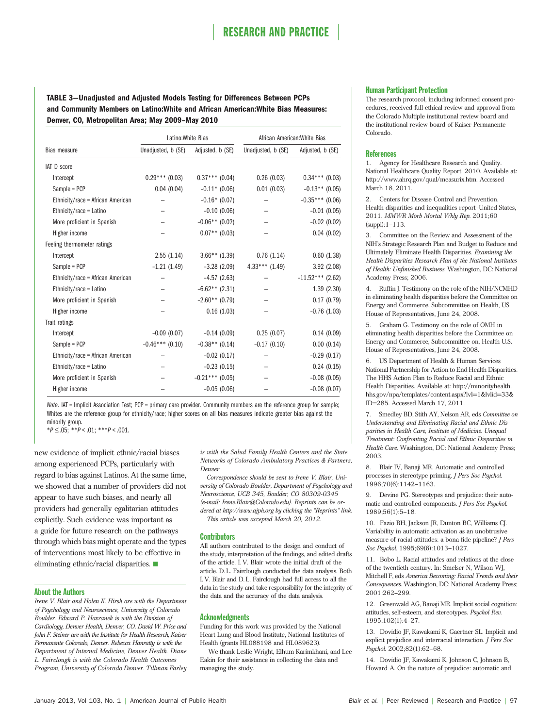**TABLE 3—Unadjusted and Adjusted Models Testing for Differences Between PCPs and Community Members on Latino:White and African American:White Bias Measures: Denver, CO, Metropolitan Area; May 2009–May 2010**

| | Latino:White Bias | | African American:White Bias | |
|---|---|---|---|---|
| Bias measure | Unadjusted, b (SE) | Adjusted, b (SE) | Unadjusted, b (SE) | Adjusted, b (SE) |
| IAT D score | | | | |
| Intercept | 0.29*** (0.03) | 0.37*** (0.04) | 0.26 (0.03) | 0.34*** (0.03) |
| Sample = PCP | 0.04 (0.04) | −0.11* (0.06) | 0.01 (0.03) | −0.13** (0.05) |
| Ethnicity/race = African American | – | −0.16* (0.07) | – | −0.35*** (0.06) |
| Ethnicity/race = Latino | – | −0.10 (0.06) | – | −0.01 (0.05) |
| More proficient in Spanish | – | −0.06** (0.02) | – | −0.02 (0.02) |
| Higher income | – | 0.07** (0.03) | – | 0.04 (0.02) |
| Feeling thermometer ratings | | | | |
| Intercept | 2.55 (1.14) | 3.66** (1.39) | 0.76 (1.14) | 0.60 (1.38) |
| Sample = PCP | −1.21 (1.49) | −3.28 (2.09) | 4.33*** (1.49) | 3.92 (2.08) |
| Ethnicity/race = African American | – | −4.57 (2.63) | – | −11.52*** (2.62) |
| Ethnicity/race = Latino | – | −6.62** (2.31) | – | 1.39 (2.30) |
| More proficient in Spanish | – | −2.60** (0.79) | – | 0.17 (0.79) |
| Higher income | – | 0.16 (1.03) | – | −0.76 (1.03) |
| Trait ratings | | | | |
| Intercept | −0.09 (0.07) | −0.14 (0.09) | 0.25 (0.07) | 0.14 (0.09) |
| Sample = PCP | −0.46*** (0.10) | −0.38** (0.14) | −0.17 (0.10) | 0.00 (0.14) |
| Ethnicity/race = African American | – | −0.02 (0.17) | – | −0.29 (0.17) |
| Ethnicity/race = Latino | – | −0.23 (0.15) | – | 0.24 (0.15) |
| More proficient in Spanish | – | −0.21*** (0.05) | – | −0.08 (0.05) |
| Higher income | – | −0.05 (0.06) | – | −0.08 (0.07) |

*Note.* IAT = Implicit Association Test; PCP = primary care provider. Community members are the reference group for sample; Whites are the reference group for ethnicity/race; higher scores on all bias measures indicate greater bias against the minority group.
*$P \le .05$; **$P < .01$; ***$P < .001$.

new evidence of implicit ethnic/racial biases among experienced PCPs, particularly with regard to bias against Latinos. At the same time, we showed that a number of providers did not appear to have such biases, and nearly all providers had generally egalitarian attitudes explicitly. Such evidence was important as a guide for future research on the pathways through which bias might operate and the types of interventions most likely to be effective in eliminating ethnic/racial disparities. ■

## About the Authors

*Irene V. Blair and Holen K. Hirsh are with the Department of Psychology and Neuroscience, University of Colorado Boulder. Edward P. Havranek is with the Division of Cardiology, Denver Health, Denver, CO. David W. Price and John F. Steiner are with the Institute for Health Research, Kaiser Permanente Colorado, Denver. Rebecca Hanratty is with the Department of Internal Medicine, Denver Health. Diane L. Fairclough is with the Colorado Health Outcomes Program, University of Colorado Denver. Tillman Farley is with the Salud Family Health Centers and the State Networks of Colorado Ambulatory Practices & Partners, Denver.*

*Correspondence should be sent to Irene V. Blair, University of Colorado Boulder, Department of Psychology and Neuroscience, UCB 345, Boulder, CO 80309-0345 (e-mail: Irene.Blair@Colorado.edu). Reprints can be ordered at http://www.ajph.org by clicking the "Reprints" link.*

*This article was accepted March 20, 2012.*

## Contributors

All authors contributed to the design and conduct of the study, interpretation of the findings, and edited drafts of the article. I. V. Blair wrote the initial draft of the article. D. L. Fairclough conducted the data analysis. Both I. V. Blair and D. L. Fairclough had full access to all the data in the study and take responsibility for the integrity of the data and the accuracy of the data analysis.

## Acknowledgments

Funding for this work was provided by the National Heart Lung and Blood Institute, National Institutes of Health (grants HL088198 and HL089623).

We thank Leslie Wright, Elhum Karimkhani, and Lee Eakin for their assistance in collecting the data and managing the study.

## Human Participant Protection

The research protocol, including informed consent procedures, received full ethical review and approval from the Colorado Multiple institutional review board and the institutional review board of Kaiser Permanente Colorado.

## References

1. Agency for Healthcare Research and Quality. National Healthcare Quality Report. 2010. Available at: http://www.ahrq.gov/qual/measurix.htm. Accessed March 18, 2011.
2. Centers for Disease Control and Prevention. Health disparities and inequalities report–United States, 2011. *MMWR Morb Mortal Wkly Rep.* 2011;60 (suppl):1–113.
3. Committee on the Review and Assessment of the NIH's Strategic Research Plan and Budget to Reduce and Ultimately Eliminate Health Disparities. *Examining the Health Disparities Research Plan of the National Institutes of Health: Unfinished Business.* Washington, DC: National Academy Press; 2006.
4. Ruffin J. Testimony on the role of the NIH/NCMHD in eliminating health disparities before the Committee on Energy and Commerce, Subcommittee on Health, US House of Representatives, June 24, 2008.
5. Graham G. Testimony on the role of OMH in eliminating health disparities before the Committee on Energy and Commerce, Subcommittee on, Health U.S. House of Representatives, June 24, 2008.
6. US Department of Health & Human Services National Partnership for Action to End Health Disparities. The HHS Action Plan to Reduce Racial and Ethnic Health Disparities. Available at: http://minorityhealth.hhs.gov/npa/templates/content.aspx?lvl=1&lvlid=33&ID=285. Accessed March 17, 2011.
7. Smedley BD, Stith AY, Nelson AR, eds *Committee on Understanding and Eliminating Racial and Ethnic Disparities in Health Care, Institute of Medicine. Unequal Treatment: Confronting Racial and Ethnic Disparities in Health Care.* Washington, DC: National Academy Press; 2003.
8. Blair IV, Banaji MR. Automatic and controlled processes in stereotype priming. *J Pers Soc Psychol.* 1996;70(6):1142–1163.
9. Devine PG. Stereotypes and prejudice: their automatic and controlled components. *J Pers Soc Psychol.* 1989;56(1):5–18.
10. Fazio RH, Jackson JR, Dunton BC, Williams CJ. Variability in automatic activation as an unobtrusive measure of racial attitudes: a bona fide pipeline? *J Pers Soc Psychol.* 1995;69(6):1013–1027.
11. Bobo L. Racial attitudes and relations at the close of the twentieth century. In: Smelser N, Wilson WJ, Mitchell F, eds *America Becoming: Racial Trends and their Consequences.* Washington, DC: National Academy Press; 2001:262–299.
12. Greenwald AG, Banaji MR. Implicit social cognition: attitudes, self-esteem, and stereotypes. *Psychol Rev.* 1995;102(1):4–27.
13. Dovidio JF, Kawakami K, Gaertner SL. Implicit and explicit prejudice and interracial interaction. *J Pers Soc Psychol.* 2002;82(1):62–68.
14. Dovidio JF, Kawakami K, Johnson C, Johnson B, Howard A. On the nature of prejudice: automatic and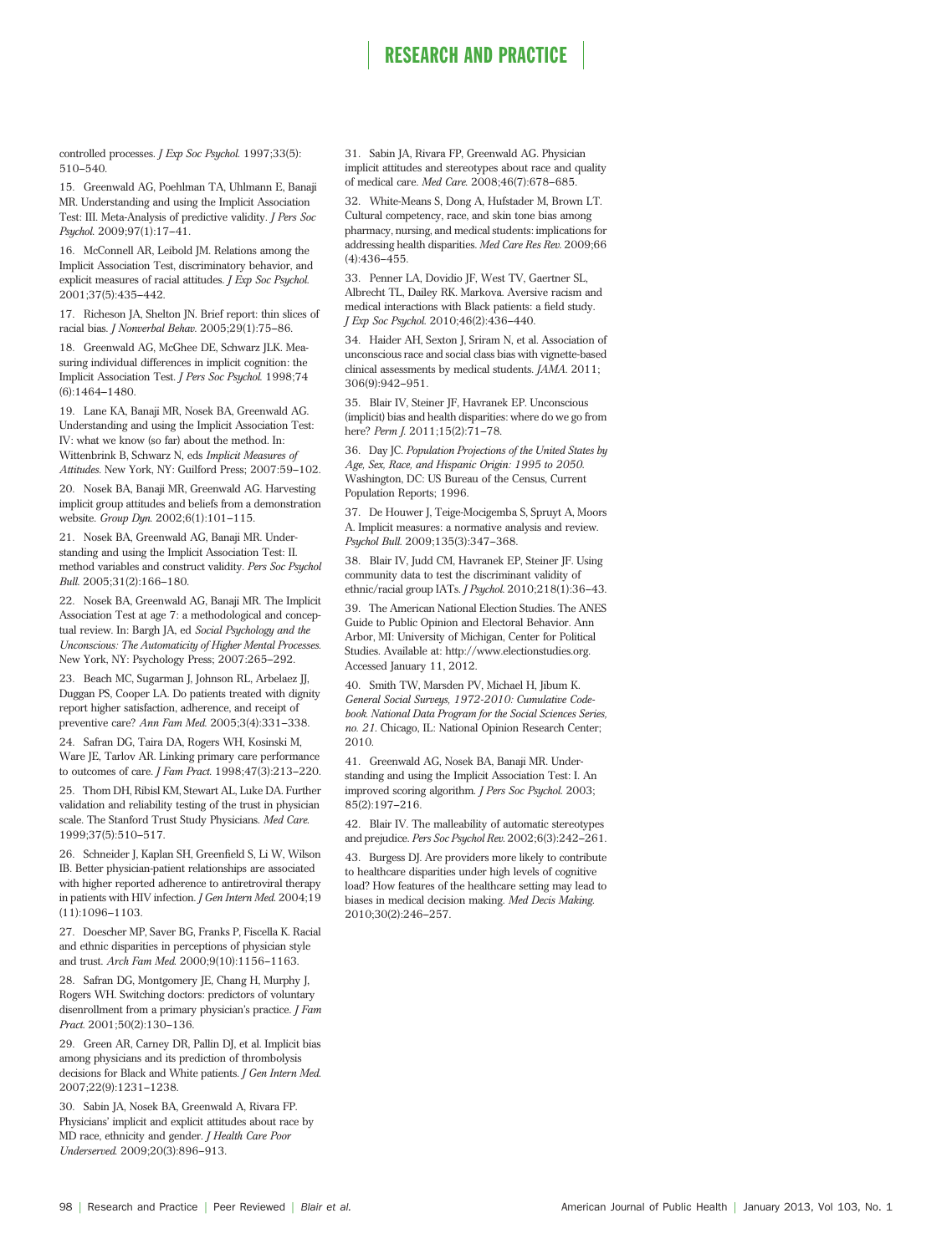controlled processes. *J Exp Soc Psychol.* 1997;33(5):510–540.

15. Greenwald AG, Poehlman TA, Uhlmann E, Banaji MR. Understanding and using the Implicit Association Test: III. Meta-Analysis of predictive validity. *J Pers Soc Psychol.* 2009;97(1):17–41.

16. McConnell AR, Leibold JM. Relations among the Implicit Association Test, discriminatory behavior, and explicit measures of racial attitudes. *J Exp Soc Psychol.* 2001;37(5):435–442.

17. Richeson JA, Shelton JN. Brief report: thin slices of racial bias. *J Nonverbal Behav.* 2005;29(1):75–86.

18. Greenwald AG, McGhee DE, Schwarz JLK. Measuring individual differences in implicit cognition: the Implicit Association Test. *J Pers Soc Psychol.* 1998;74(6):1464–1480.

19. Lane KA, Banaji MR, Nosek BA, Greenwald AG. Understanding and using the Implicit Association Test: IV: what we know (so far) about the method. In: Wittenbrink B, Schwarz N, eds *Implicit Measures of Attitudes.* New York, NY: Guilford Press; 2007:59–102.

20. Nosek BA, Banaji MR, Greenwald AG. Harvesting implicit group attitudes and beliefs from a demonstration website. *Group Dyn.* 2002;6(1):101–115.

21. Nosek BA, Greenwald AG, Banaji MR. Understanding and using the Implicit Association Test: II. method variables and construct validity. *Pers Soc Psychol Bull.* 2005;31(2):166–180.

22. Nosek BA, Greenwald AG, Banaji MR. The Implicit Association Test at age 7: a methodological and conceptual review. In: Bargh JA, ed *Social Psychology and the Unconscious: The Automaticity of Higher Mental Processes.* New York, NY: Psychology Press; 2007:265–292.

23. Beach MC, Sugarman J, Johnson RL, Arbelaez JJ, Duggan PS, Cooper LA. Do patients treated with dignity report higher satisfaction, adherence, and receipt of preventive care? *Ann Fam Med.* 2005;3(4):331–338.

24. Safran DG, Taira DA, Rogers WH, Kosinski M, Ware JE, Tarlov AR. Linking primary care performance to outcomes of care. *J Fam Pract.* 1998;47(3):213–220.

25. Thom DH, Ribisl KM, Stewart AL, Luke DA. Further validation and reliability testing of the trust in physician scale. The Stanford Trust Study Physicians. *Med Care.* 1999;37(5):510–517.

26. Schneider J, Kaplan SH, Greenfield S, Li W, Wilson IB. Better physician-patient relationships are associated with higher reported adherence to antiretroviral therapy in patients with HIV infection. *J Gen Intern Med.* 2004;19(11):1096–1103.

27. Doescher MP, Saver BG, Franks P, Fiscella K. Racial and ethnic disparities in perceptions of physician style and trust. *Arch Fam Med.* 2000;9(10):1156–1163.

28. Safran DG, Montgomery JE, Chang H, Murphy J, Rogers WH. Switching doctors: predictors of voluntary disenrollment from a primary physician's practice. *J Fam Pract.* 2001;50(2):130–136.

29. Green AR, Carney DR, Pallin DJ, et al. Implicit bias among physicians and its prediction of thrombolysis decisions for Black and White patients. *J Gen Intern Med.* 2007;22(9):1231–1238.

30. Sabin JA, Nosek BA, Greenwald A, Rivara FP. Physicians' implicit and explicit attitudes about race by MD race, ethnicity and gender. *J Health Care Poor Underserved.* 2009;20(3):896–913.

31. Sabin JA, Rivara FP, Greenwald AG. Physician implicit attitudes and stereotypes about race and quality of medical care. *Med Care.* 2008;46(7):678–685.

32. White-Means S, Dong A, Hufstader M, Brown LT. Cultural competency, race, and skin tone bias among pharmacy, nursing, and medical students: implications for addressing health disparities. *Med Care Res Rev.* 2009;66(4):436–455.

33. Penner LA, Dovidio JF, West TV, Gaertner SL, Albrecht TL, Dailey RK. Markova. Aversive racism and medical interactions with Black patients: a field study. *J Exp Soc Psychol.* 2010;46(2):436–440.

34. Haider AH, Sexton J, Sriram N, et al. Association of unconscious race and social class bias with vignette-based clinical assessments by medical students. *JAMA.* 2011;306(9):942–951.

35. Blair IV, Steiner JF, Havranek EP. Unconscious (implicit) bias and health disparities: where do we go from here? *Perm J.* 2011;15(2):71–78.

36. Day JC. *Population Projections of the United States by Age, Sex, Race, and Hispanic Origin: 1995 to 2050.* Washington, DC: US Bureau of the Census, Current Population Reports; 1996.

37. De Houwer J, Teige-Mocigemba S, Spruyt A, Moors A. Implicit measures: a normative analysis and review. *Psychol Bull.* 2009;135(3):347–368.

38. Blair IV, Judd CM, Havranek EP, Steiner JF. Using community data to test the discriminant validity of ethnic/racial group IATs. *J Psychol.* 2010;218(1):36–43.

39. The American National Election Studies. The ANES Guide to Public Opinion and Electoral Behavior. Ann Arbor, MI: University of Michigan, Center for Political Studies. Available at: http://www.electionstudies.org. Accessed January 11, 2012.

40. Smith TW, Marsden PV, Michael H, Jibum K. *General Social Surveys, 1972-2010: Cumulative Codebook. National Data Program for the Social Sciences Series, no. 21.* Chicago, IL: National Opinion Research Center; 2010.

41. Greenwald AG, Nosek BA, Banaji MR. Understanding and using the Implicit Association Test: I. An improved scoring algorithm. *J Pers Soc Psychol.* 2003;85(2):197–216.

42. Blair IV. The malleability of automatic stereotypes and prejudice. *Pers Soc Psychol Rev.* 2002;6(3):242–261.

43. Burgess DJ. Are providers more likely to contribute to healthcare disparities under high levels of cognitive load? How features of the healthcare setting may lead to biases in medical decision making. *Med Decis Making.* 2010;30(2):246–257.